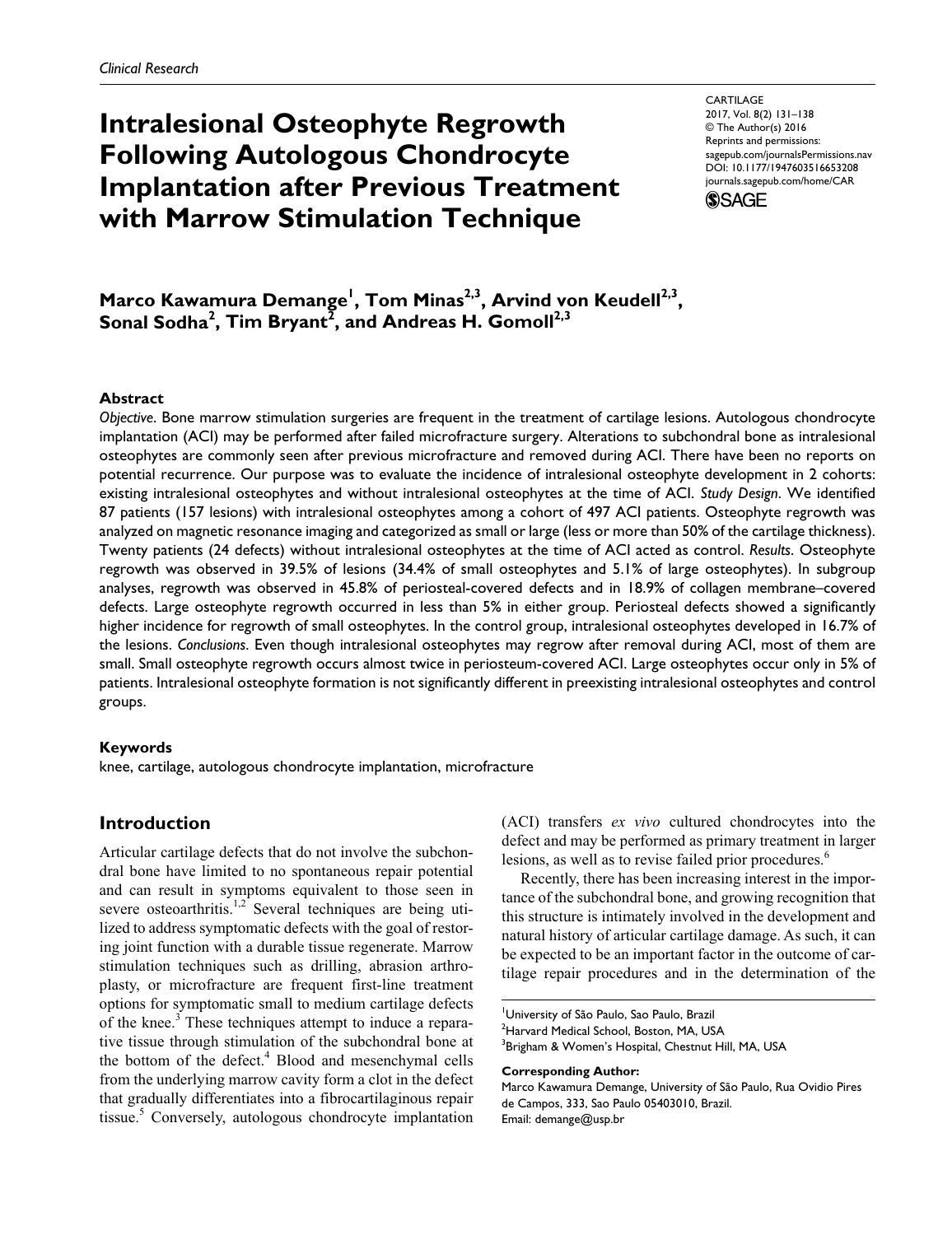Clinical Research

# Intralesional Osteophyte Regrowth Following Autologous Chondrocyte Implantation after Previous Treatment with Marrow Stimulation Technique

CARTILAGE
2017, Vol. 8(2) 131–138
© The Author(s) 2016
Reprints and permissions: sagepub.com/journalsPermissions.nav
DOI: 10.1177/1947603516653208
journals.sagepub.com/home/CAR

**Marco Kawamura Demange[1], Tom Minas[2,3], Arvind von Keudell[2,3], Sonal Sodha[2], Tim Bryant[2], and Andreas H. Gomoll[2,3]**

## Abstract

*Objective*. Bone marrow stimulation surgeries are frequent in the treatment of cartilage lesions. Autologous chondrocyte implantation (ACI) may be performed after failed microfracture surgery. Alterations to subchondral bone as intralesional osteophytes are commonly seen after previous microfracture and removed during ACI. There have been no reports on potential recurrence. Our purpose was to evaluate the incidence of intralesional osteophyte development in 2 cohorts: existing intralesional osteophytes and without intralesional osteophytes at the time of ACI. *Study Design*. We identified 87 patients (157 lesions) with intralesional osteophytes among a cohort of 497 ACI patients. Osteophyte regrowth was analyzed on magnetic resonance imaging and categorized as small or large (less or more than 50% of the cartilage thickness). Twenty patients (24 defects) without intralesional osteophytes at the time of ACI acted as control. *Results*. Osteophyte regrowth was observed in 39.5% of lesions (34.4% of small osteophytes and 5.1% of large osteophytes). In subgroup analyses, regrowth was observed in 45.8% of periosteal-covered defects and in 18.9% of collagen membrane–covered defects. Large osteophyte regrowth occurred in less than 5% in either group. Periosteal defects showed a significantly higher incidence for regrowth of small osteophytes. In the control group, intralesional osteophytes developed in 16.7% of the lesions. *Conclusions*. Even though intralesional osteophytes may regrow after removal during ACI, most of them are small. Small osteophyte regrowth occurs almost twice in periosteum-covered ACI. Large osteophytes occur only in 5% of patients. Intralesional osteophyte formation is not significantly different in preexisting intralesional osteophytes and control groups.

### Keywords

knee, cartilage, autologous chondrocyte implantation, microfracture

## Introduction

Articular cartilage defects that do not involve the subchondral bone have limited to no spontaneous repair potential and can result in symptoms equivalent to those seen in severe osteoarthritis.[1,2] Several techniques are being utilized to address symptomatic defects with the goal of restoring joint function with a durable tissue regenerate. Marrow stimulation techniques such as drilling, abrasion arthroplasty, or microfracture are frequent first-line treatment options for symptomatic small to medium cartilage defects of the knee.[3] These techniques attempt to induce a reparative tissue through stimulation of the subchondral bone at the bottom of the defect.[4] Blood and mesenchymal cells from the underlying marrow cavity form a clot in the defect that gradually differentiates into a fibrocartilaginous repair tissue.[5] Conversely, autologous chondrocyte implantation (ACI) transfers *ex vivo* cultured chondrocytes into the defect and may be performed as primary treatment in larger lesions, as well as to revise failed prior procedures.[6]

Recently, there has been increasing interest in the importance of the subchondral bone, and growing recognition that this structure is intimately involved in the development and natural history of articular cartilage damage. As such, it can be expected to be an important factor in the outcome of cartilage repair procedures and in the determination of the

[1]University of São Paulo, Sao Paulo, Brazil
[2]Harvard Medical School, Boston, MA, USA
[3]Brigham & Women's Hospital, Chestnut Hill, MA, USA

**Corresponding Author:**
Marco Kawamura Demange, University of São Paulo, Rua Ovidio Pires de Campos, 333, Sao Paulo 05403010, Brazil.
Email: demange@usp.br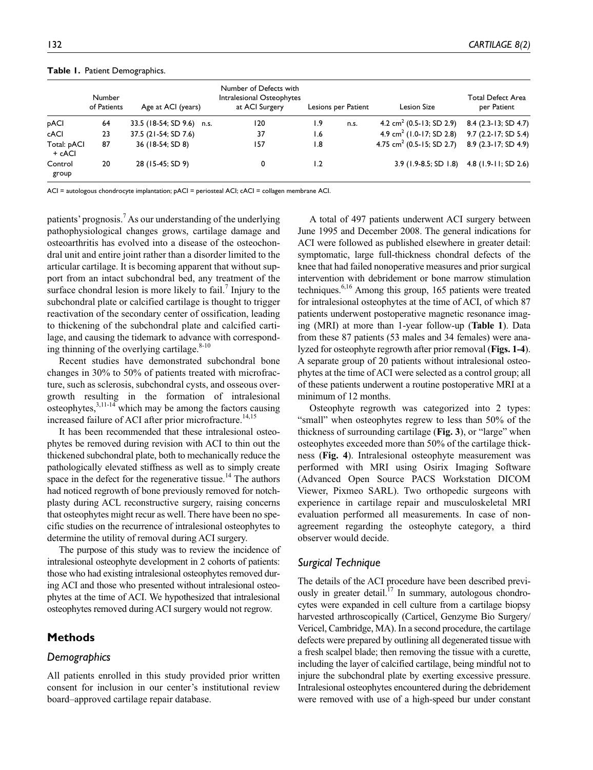**Table 1.** Patient Demographics.

| | Number of Patients | Age at ACI (years) | | Number of Defects with Intralesional Osteophytes at ACI Surgery | Lesions per Patient | | Lesion Size | Total Defect Area per Patient |
|---|---|---|---|---|---|---|---|---|
| pACI | 64 | 33.5 (18-54; SD 9.6) | n.s. | 120 | 1.9 | n.s. | 4.2 cm$^2$ (0.5-13; SD 2.9) | 8.4 (2.3-13; SD 4.7) |
| cACI | 23 | 37.5 (21-54; SD 7.6) | | 37 | 1.6 | | 4.9 cm$^2$ (1.0-17; SD 2.8) | 9.7 (2.2-17; SD 5.4) |
| Total: pACI + cACI | 87 | 36 (18-54; SD 8) | | 157 | 1.8 | | 4.75 cm$^2$ (0.5-15; SD 2.7) | 8.9 (2.3-17; SD 4.9) |
| Control group | 20 | 28 (15-45; SD 9) | | 0 | 1.2 | | 3.9 (1.9-8.5; SD 1.8) | 4.8 (1.9-11; SD 2.6) |

ACI = autologous chondrocyte implantation; pACI = periosteal ACI; cACI = collagen membrane ACI.

patients' prognosis.[7] As our understanding of the underlying pathophysiological changes grows, cartilage damage and osteoarthritis has evolved into a disease of the osteochondral unit and entire joint rather than a disorder limited to the articular cartilage. It is becoming apparent that without support from an intact subchondral bed, any treatment of the surface chondral lesion is more likely to fail.[7] Injury to the subchondral plate or calcified cartilage is thought to trigger reactivation of the secondary center of ossification, leading to thickening of the subchondral plate and calcified cartilage, and causing the tidemark to advance with corresponding thinning of the overlying cartilage.[8-10]

Recent studies have demonstrated subchondral bone changes in 30% to 50% of patients treated with microfracture, such as sclerosis, subchondral cysts, and osseous overgrowth resulting in the formation of intralesional osteophytes,[3,11-14] which may be among the factors causing increased failure of ACI after prior microfracture.[14,15]

It has been recommended that these intralesional osteophytes be removed during revision with ACI to thin out the thickened subchondral plate, both to mechanically reduce the pathologically elevated stiffness as well as to simply create space in the defect for the regenerative tissue.[14] The authors had noticed regrowth of bone previously removed for notchplasty during ACL reconstructive surgery, raising concerns that osteophytes might recur as well. There have been no specific studies on the recurrence of intralesional osteophytes to determine the utility of removal during ACI surgery.

The purpose of this study was to review the incidence of intralesional osteophyte development in 2 cohorts of patients: those who had existing intralesional osteophytes removed during ACI and those who presented without intralesional osteophytes at the time of ACI. We hypothesized that intralesional osteophytes removed during ACI surgery would not regrow.

## Methods

### Demographics

All patients enrolled in this study provided prior written consent for inclusion in our center's institutional review board–approved cartilage repair database.

A total of 497 patients underwent ACI surgery between June 1995 and December 2008. The general indications for ACI were followed as published elsewhere in greater detail: symptomatic, large full-thickness chondral defects of the knee that had failed nonoperative measures and prior surgical intervention with debridement or bone marrow stimulation techniques.[6,16] Among this group, 165 patients were treated for intralesional osteophytes at the time of ACI, of which 87 patients underwent postoperative magnetic resonance imaging (MRI) at more than 1-year follow-up (**Table 1**). Data from these 87 patients (53 males and 34 females) were analyzed for osteophyte regrowth after prior removal (**Figs. 1-4**). A separate group of 20 patients without intralesional osteophytes at the time of ACI were selected as a control group; all of these patients underwent a routine postoperative MRI at a minimum of 12 months.

Osteophyte regrowth was categorized into 2 types: "small" when osteophytes regrew to less than 50% of the thickness of surrounding cartilage (**Fig. 3**), or "large" when osteophytes exceeded more than 50% of the cartilage thickness (**Fig. 4**). Intralesional osteophyte measurement was performed with MRI using Osirix Imaging Software (Advanced Open Source PACS Workstation DICOM Viewer, Pixmeo SARL). Two orthopedic surgeons with experience in cartilage repair and musculoskeletal MRI evaluation performed all measurements. In case of nonagreement regarding the osteophyte category, a third observer would decide.

### Surgical Technique

The details of the ACI procedure have been described previously in greater detail.[17] In summary, autologous chondrocytes were expanded in cell culture from a cartilage biopsy harvested arthroscopically (Carticel, Genzyme Bio Surgery/Vericel, Cambridge, MA). In a second procedure, the cartilage defects were prepared by outlining all degenerated tissue with a fresh scalpel blade; then removing the tissue with a curette, including the layer of calcified cartilage, being mindful not to injure the subchondral plate by exerting excessive pressure. Intralesional osteophytes encountered during the debridement were removed with use of a high-speed bur under constant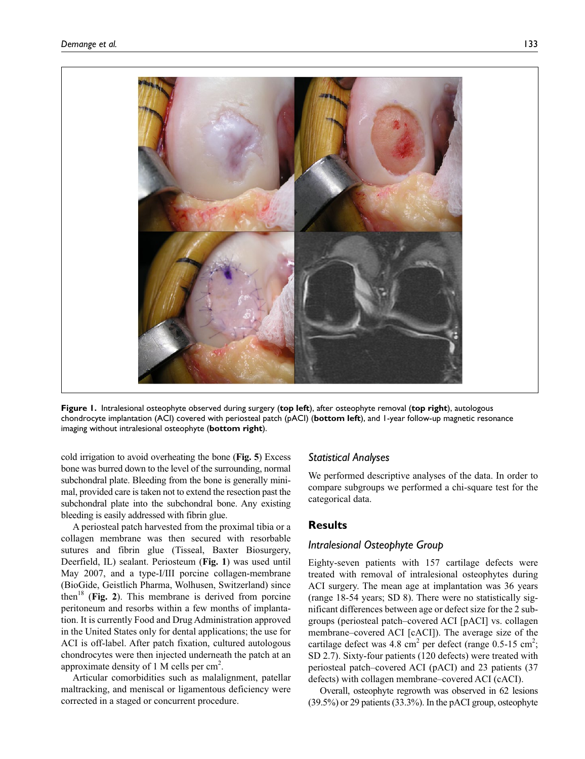**Figure 1.** Intralesional osteophyte observed during surgery (**top left**), after osteophyte removal (**top right**), autologous chondrocyte implantation (ACI) covered with periosteal patch (pACI) (**bottom left**), and 1-year follow-up magnetic resonance imaging without intralesional osteophyte (**bottom right**).

cold irrigation to avoid overheating the bone (**Fig. 5**) Excess bone was burred down to the level of the surrounding, normal subchondral plate. Bleeding from the bone is generally minimal, provided care is taken not to extend the resection past the subchondral plate into the subchondral bone. Any existing bleeding is easily addressed with fibrin glue.

A periosteal patch harvested from the proximal tibia or a collagen membrane was then secured with resorbable sutures and fibrin glue (Tisseal, Baxter Biosurgery, Deerfield, IL) sealant. Periosteum (**Fig. 1**) was used until May 2007, and a type-I/III porcine collagen-membrane (BioGide, Geistlich Pharma, Wolhusen, Switzerland) since then[18] (**Fig. 2**). This membrane is derived from porcine peritoneum and resorbs within a few months of implantation. It is currently Food and Drug Administration approved in the United States only for dental applications; the use for ACI is off-label. After patch fixation, cultured autologous chondrocytes were then injected underneath the patch at an approximate density of 1 M cells per $cm^2$.

Articular comorbidities such as malalignment, patellar maltracking, and meniscal or ligamentous deficiency were corrected in a staged or concurrent procedure.

### *Statistical Analyses*

We performed descriptive analyses of the data. In order to compare subgroups we performed a chi-square test for the categorical data.

## Results

### *Intralesional Osteophyte Group*

Eighty-seven patients with 157 cartilage defects were treated with removal of intralesional osteophytes during ACI surgery. The mean age at implantation was 36 years (range 18-54 years; SD 8). There were no statistically significant differences between age or defect size for the 2 subgroups (periosteal patch–covered ACI [pACI] vs. collagen membrane–covered ACI [cACI]). The average size of the cartilage defect was 4.8 $cm^2$ per defect (range 0.5-15 $cm^2$; SD 2.7). Sixty-four patients (120 defects) were treated with periosteal patch–covered ACI (pACI) and 23 patients (37 defects) with collagen membrane–covered ACI (cACI).

Overall, osteophyte regrowth was observed in 62 lesions (39.5%) or 29 patients (33.3%). In the pACI group, osteophyte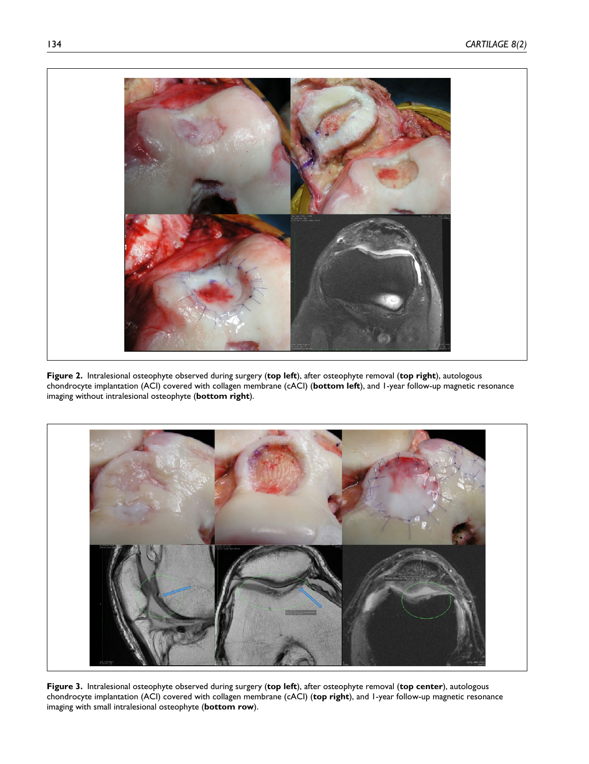**Figure 2.** Intralesional osteophyte observed during surgery (**top left**), after osteophyte removal (**top right**), autologous chondrocyte implantation (ACI) covered with collagen membrane (cACI) (**bottom left**), and 1-year follow-up magnetic resonance imaging without intralesional osteophyte (**bottom right**).

**Figure 3.** Intralesional osteophyte observed during surgery (**top left**), after osteophyte removal (**top center**), autologous chondrocyte implantation (ACI) covered with collagen membrane (cACI) (**top right**), and 1-year follow-up magnetic resonance imaging with small intralesional osteophyte (**bottom row**).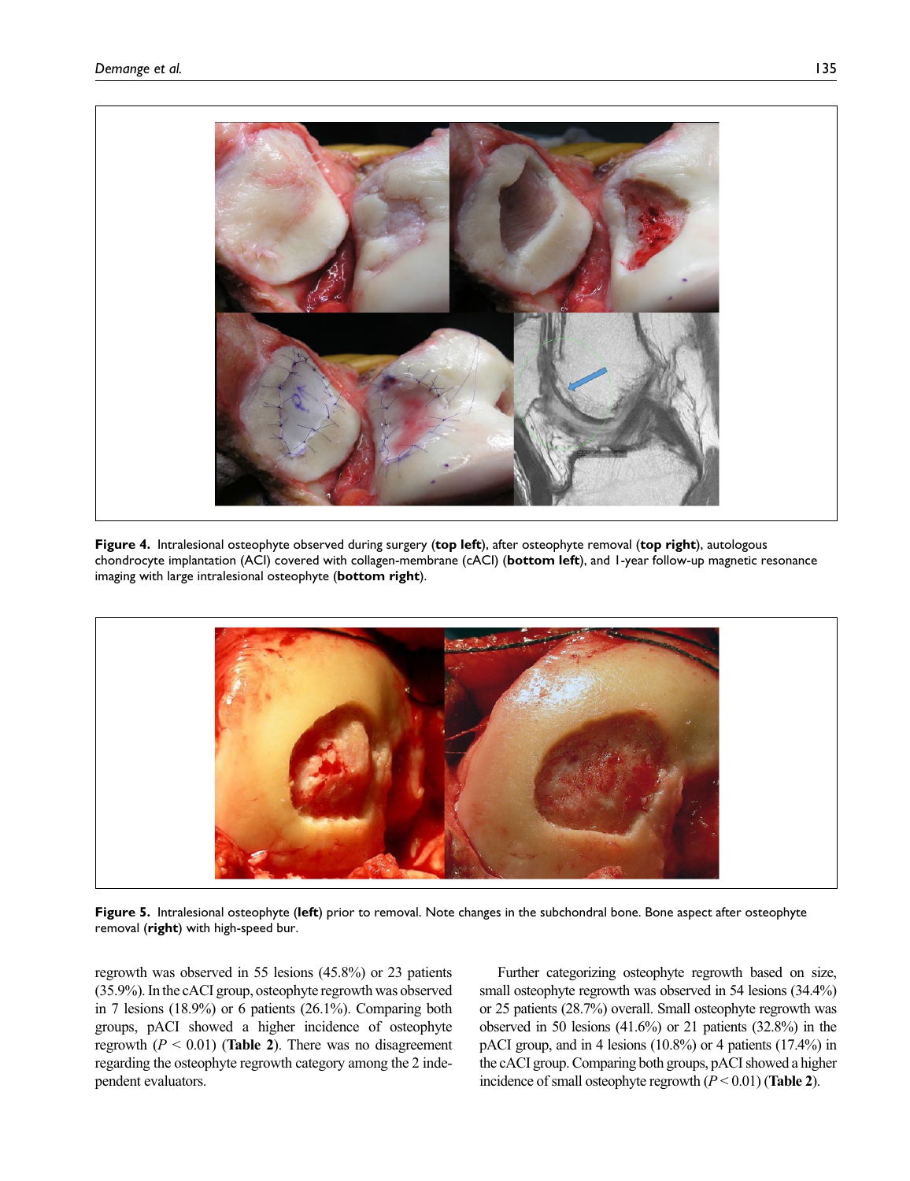Figure 4. Intralesional osteophyte observed during surgery (**top left**), after osteophyte removal (**top right**), autologous chondrocyte implantation (ACI) covered with collagen-membrane (cACI) (**bottom left**), and 1-year follow-up magnetic resonance imaging with large intralesional osteophyte (**bottom right**).

Figure 5. Intralesional osteophyte (**left**) prior to removal. Note changes in the subchondral bone. Bone aspect after osteophyte removal (**right**) with high-speed bur.

regrowth was observed in 55 lesions (45.8%) or 23 patients (35.9%). In the cACI group, osteophyte regrowth was observed in 7 lesions (18.9%) or 6 patients (26.1%). Comparing both groups, pACI showed a higher incidence of osteophyte regrowth ($P < 0.01$) (**Table 2**). There was no disagreement regarding the osteophyte regrowth category among the 2 independent evaluators.

Further categorizing osteophyte regrowth based on size, small osteophyte regrowth was observed in 54 lesions (34.4%) or 25 patients (28.7%) overall. Small osteophyte regrowth was observed in 50 lesions (41.6%) or 21 patients (32.8%) in the pACI group, and in 4 lesions (10.8%) or 4 patients (17.4%) in the cACI group. Comparing both groups, pACI showed a higher incidence of small osteophyte regrowth ($P < 0.01$) (**Table 2**).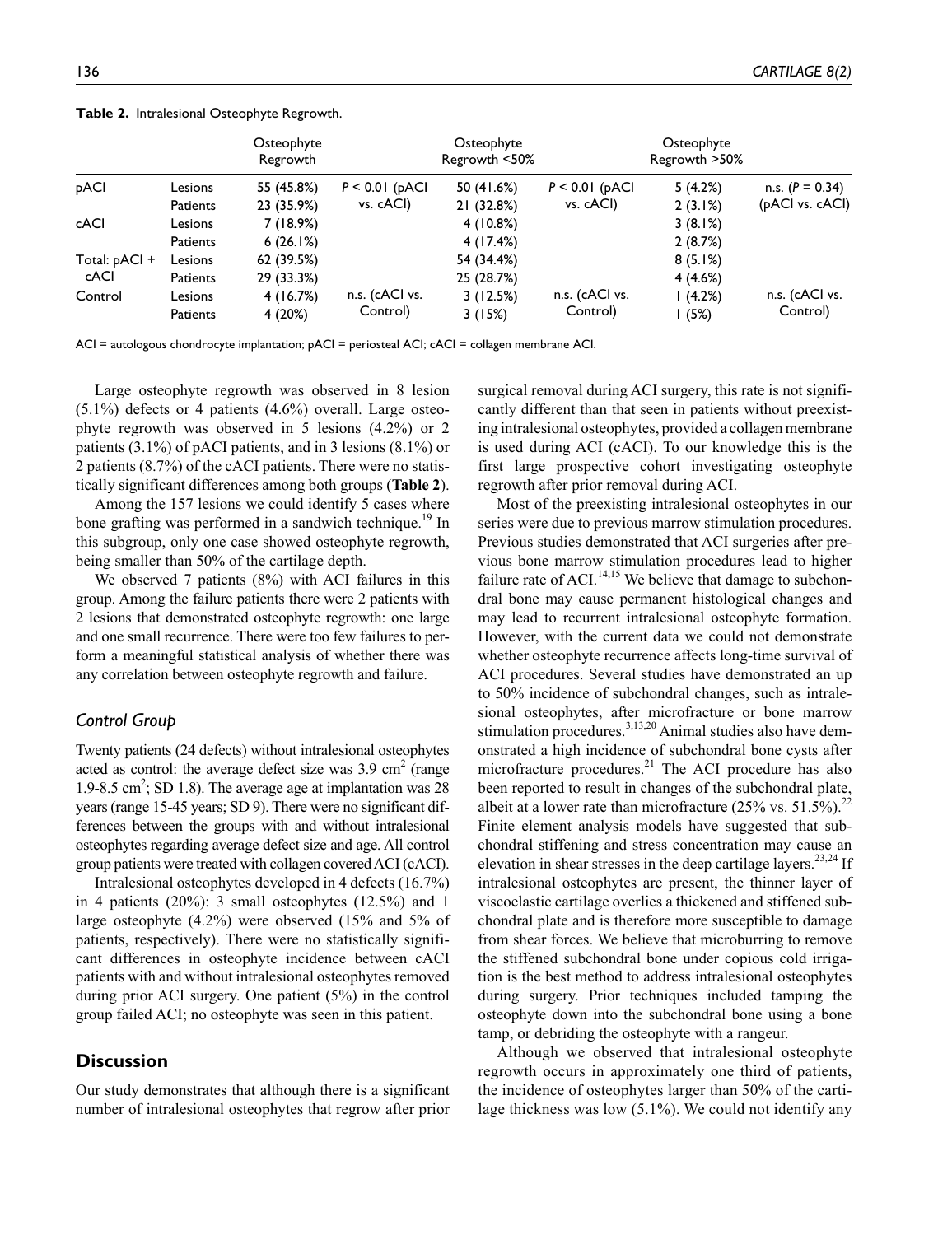**Table 2.** Intralesional Osteophyte Regrowth.

| | | Osteophyte Regrowth | | Osteophyte Regrowth <50% | | Osteophyte Regrowth >50% | |
|---|---|---|---|---|---|---|---|
| pACI | Lesions | 55 (45.8%) | $P < 0.01$ (pACI vs. cACI) | 50 (41.6%) | $P < 0.01$ (pACI vs. cACI) | 5 (4.2%) | n.s. ($P = 0.34$) (pACI vs. cACI) |
| | Patients | 23 (35.9%) | | 21 (32.8%) | | 2 (3.1%) | |
| cACI | Lesions | 7 (18.9%) | | 4 (10.8%) | | 3 (8.1%) | |
| | Patients | 6 (26.1%) | | 4 (17.4%) | | 2 (8.7%) | |
| Total: pACI + cACI | Lesions | 62 (39.5%) | | 54 (34.4%) | | 8 (5.1%) | |
| | Patients | 29 (33.3%) | | 25 (28.7%) | | 4 (4.6%) | |
| Control | Lesions | 4 (16.7%) | n.s. (cACI vs. Control) | 3 (12.5%) | n.s. (cACI vs. Control) | 1 (4.2%) | n.s. (cACI vs. Control) |
| | Patients | 4 (20%) | | 3 (15%) | | 1 (5%) | |

ACI = autologous chondrocyte implantation; pACI = periosteal ACI; cACI = collagen membrane ACI.

Large osteophyte regrowth was observed in 8 lesion (5.1%) defects or 4 patients (4.6%) overall. Large osteophyte regrowth was observed in 5 lesions (4.2%) or 2 patients (3.1%) of pACI patients, and in 3 lesions (8.1%) or 2 patients (8.7%) of the cACI patients. There were no statistically significant differences among both groups (**Table 2**).

Among the 157 lesions we could identify 5 cases where bone grafting was performed in a sandwich technique.[19] In this subgroup, only one case showed osteophyte regrowth, being smaller than 50% of the cartilage depth.

We observed 7 patients (8%) with ACI failures in this group. Among the failure patients there were 2 patients with 2 lesions that demonstrated osteophyte regrowth: one large and one small recurrence. There were too few failures to perform a meaningful statistical analysis of whether there was any correlation between osteophyte regrowth and failure.

### *Control Group*

Twenty patients (24 defects) without intralesional osteophytes acted as control: the average defect size was 3.9 cm$^2$ (range 1.9-8.5 cm$^2$; SD 1.8). The average age at implantation was 28 years (range 15-45 years; SD 9). There were no significant differences between the groups with and without intralesional osteophytes regarding average defect size and age. All control group patients were treated with collagen covered ACI (cACI).

Intralesional osteophytes developed in 4 defects (16.7%) in 4 patients (20%): 3 small osteophytes (12.5%) and 1 large osteophyte (4.2%) were observed (15% and 5% of patients, respectively). There were no statistically significant differences in osteophyte incidence between cACI patients with and without intralesional osteophytes removed during prior ACI surgery. One patient (5%) in the control group failed ACI; no osteophyte was seen in this patient.

## Discussion

Our study demonstrates that although there is a significant number of intralesional osteophytes that regrow after prior surgical removal during ACI surgery, this rate is not significantly different than that seen in patients without preexisting intralesional osteophytes, provided a collagen membrane is used during ACI (cACI). To our knowledge this is the first large prospective cohort investigating osteophyte regrowth after prior removal during ACI.

Most of the preexisting intralesional osteophytes in our series were due to previous marrow stimulation procedures. Previous studies demonstrated that ACI surgeries after previous bone marrow stimulation procedures lead to higher failure rate of ACI.[14,15] We believe that damage to subchondral bone may cause permanent histological changes and may lead to recurrent intralesional osteophyte formation. However, with the current data we could not demonstrate whether osteophyte recurrence affects long-time survival of ACI procedures. Several studies have demonstrated an up to 50% incidence of subchondral changes, such as intralesional osteophytes, after microfracture or bone marrow stimulation procedures.[3,13,20] Animal studies also have demonstrated a high incidence of subchondral bone cysts after microfracture procedures.[21] The ACI procedure has also been reported to result in changes of the subchondral plate, albeit at a lower rate than microfracture (25% vs. 51.5%).[22] Finite element analysis models have suggested that subchondral stiffening and stress concentration may cause an elevation in shear stresses in the deep cartilage layers.[23,24] If intralesional osteophytes are present, the thinner layer of viscoelastic cartilage overlies a thickened and stiffened subchondral plate and is therefore more susceptible to damage from shear forces. We believe that microburring to remove the stiffened subchondral bone under copious cold irrigation is the best method to address intralesional osteophytes during surgery. Prior techniques included tamping the osteophyte down into the subchondral bone using a bone tamp, or debriding the osteophyte with a rangeur.

Although we observed that intralesional osteophyte regrowth occurs in approximately one third of patients, the incidence of osteophytes larger than 50% of the cartilage thickness was low (5.1%). We could not identify any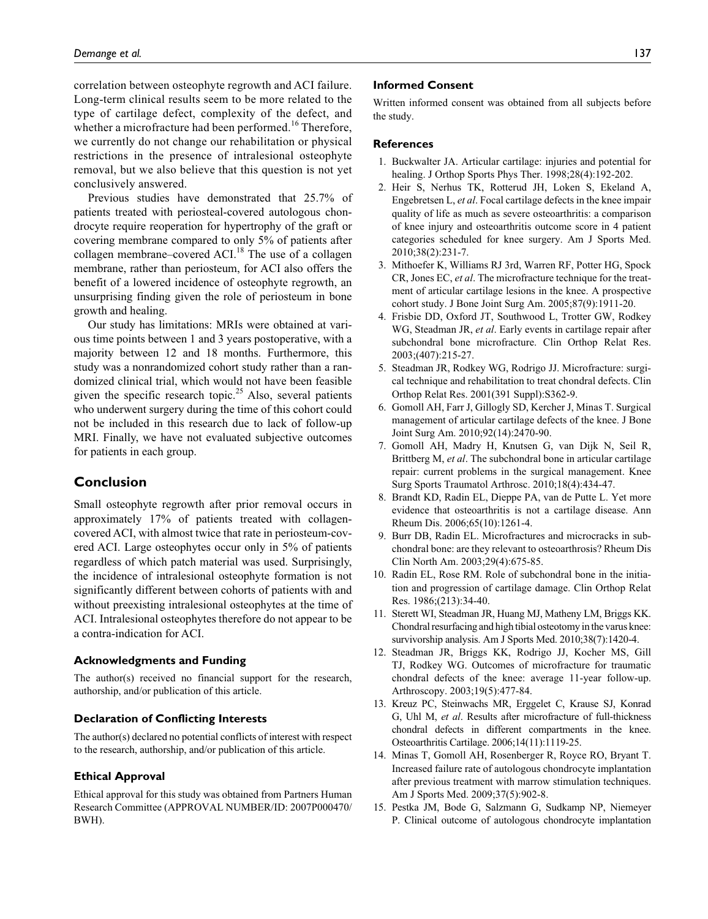correlation between osteophyte regrowth and ACI failure. Long-term clinical results seem to be more related to the type of cartilage defect, complexity of the defect, and whether a microfracture had been performed.[16] Therefore, we currently do not change our rehabilitation or physical restrictions in the presence of intralesional osteophyte removal, but we also believe that this question is not yet conclusively answered.

Previous studies have demonstrated that 25.7% of patients treated with periosteal-covered autologous chondrocyte require reoperation for hypertrophy of the graft or covering membrane compared to only 5% of patients after collagen membrane–covered ACI.[18] The use of a collagen membrane, rather than periosteum, for ACI also offers the benefit of a lowered incidence of osteophyte regrowth, an unsurprising finding given the role of periosteum in bone growth and healing.

Our study has limitations: MRIs were obtained at various time points between 1 and 3 years postoperative, with a majority between 12 and 18 months. Furthermore, this study was a nonrandomized cohort study rather than a randomized clinical trial, which would not have been feasible given the specific research topic.[25] Also, several patients who underwent surgery during the time of this cohort could not be included in this research due to lack of follow-up MRI. Finally, we have not evaluated subjective outcomes for patients in each group.

## Conclusion

Small osteophyte regrowth after prior removal occurs in approximately 17% of patients treated with collagen-covered ACI, with almost twice that rate in periosteum-covered ACI. Large osteophytes occur only in 5% of patients regardless of which patch material was used. Surprisingly, the incidence of intralesional osteophyte formation is not significantly different between cohorts of patients with and without preexisting intralesional osteophytes at the time of ACI. Intralesional osteophytes therefore do not appear to be a contra-indication for ACI.

### Acknowledgments and Funding

The author(s) received no financial support for the research, authorship, and/or publication of this article.

### Declaration of Conflicting Interests

The author(s) declared no potential conflicts of interest with respect to the research, authorship, and/or publication of this article.

### Ethical Approval

Ethical approval for this study was obtained from Partners Human Research Committee (APPROVAL NUMBER/ID: 2007P000470/BWH).

### Informed Consent

Written informed consent was obtained from all subjects before the study.

### References

1. Buckwalter JA. Articular cartilage: injuries and potential for healing. J Orthop Sports Phys Ther. 1998;28(4):192-202.
2. Heir S, Nerhus TK, Rotterud JH, Loken S, Ekeland A, Engebretsen L, *et al*. Focal cartilage defects in the knee impair quality of life as much as severe osteoarthritis: a comparison of knee injury and osteoarthritis outcome score in 4 patient categories scheduled for knee surgery. Am J Sports Med. 2010;38(2):231-7.
3. Mithoefer K, Williams RJ 3rd, Warren RF, Potter HG, Spock CR, Jones EC, *et al*. The microfracture technique for the treatment of articular cartilage lesions in the knee. A prospective cohort study. J Bone Joint Surg Am. 2005;87(9):1911-20.
4. Frisbie DD, Oxford JT, Southwood L, Trotter GW, Rodkey WG, Steadman JR, *et al*. Early events in cartilage repair after subchondral bone microfracture. Clin Orthop Relat Res. 2003;(407):215-27.
5. Steadman JR, Rodkey WG, Rodrigo JJ. Microfracture: surgical technique and rehabilitation to treat chondral defects. Clin Orthop Relat Res. 2001(391 Suppl):S362-9.
6. Gomoll AH, Farr J, Gillogly SD, Kercher J, Minas T. Surgical management of articular cartilage defects of the knee. J Bone Joint Surg Am. 2010;92(14):2470-90.
7. Gomoll AH, Madry H, Knutsen G, van Dijk N, Seil R, Brittberg M, *et al*. The subchondral bone in articular cartilage repair: current problems in the surgical management. Knee Surg Sports Traumatol Arthrosc. 2010;18(4):434-47.
8. Brandt KD, Radin EL, Dieppe PA, van de Putte L. Yet more evidence that osteoarthritis is not a cartilage disease. Ann Rheum Dis. 2006;65(10):1261-4.
9. Burr DB, Radin EL. Microfractures and microcracks in subchondral bone: are they relevant to osteoarthrosis? Rheum Dis Clin North Am. 2003;29(4):675-85.
10. Radin EL, Rose RM. Role of subchondral bone in the initiation and progression of cartilage damage. Clin Orthop Relat Res. 1986;(213):34-40.
11. Sterett WI, Steadman JR, Huang MJ, Matheny LM, Briggs KK. Chondral resurfacing and high tibial osteotomy in the varus knee: survivorship analysis. Am J Sports Med. 2010;38(7):1420-4.
12. Steadman JR, Briggs KK, Rodrigo JJ, Kocher MS, Gill TJ, Rodkey WG. Outcomes of microfracture for traumatic chondral defects of the knee: average 11-year follow-up. Arthroscopy. 2003;19(5):477-84.
13. Kreuz PC, Steinwachs MR, Erggelet C, Krause SJ, Konrad G, Uhl M, *et al*. Results after microfracture of full-thickness chondral defects in different compartments in the knee. Osteoarthritis Cartilage. 2006;14(11):1119-25.
14. Minas T, Gomoll AH, Rosenberger R, Royce RO, Bryant T. Increased failure rate of autologous chondrocyte implantation after previous treatment with marrow stimulation techniques. Am J Sports Med. 2009;37(5):902-8.
15. Pestka JM, Bode G, Salzmann G, Sudkamp NP, Niemeyer P. Clinical outcome of autologous chondrocyte implantation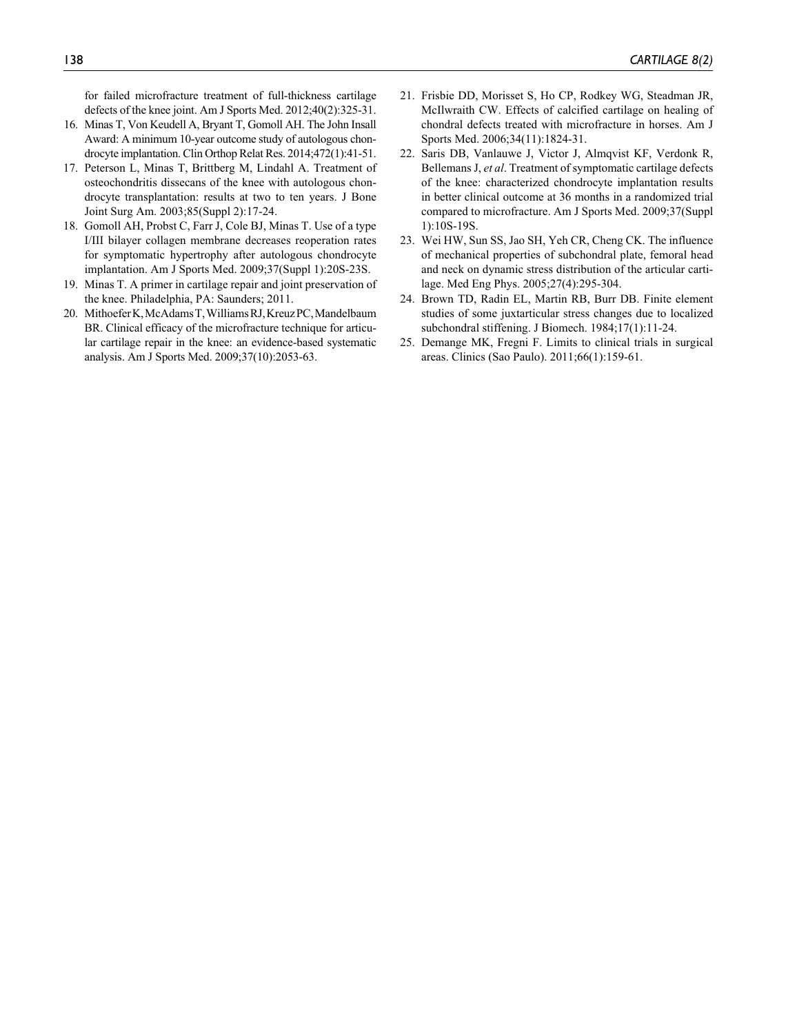for failed microfracture treatment of full-thickness cartilage defects of the knee joint. Am J Sports Med. 2012;40(2):325-31.

16. Minas T, Von Keudell A, Bryant T, Gomoll AH. The John Insall Award: A minimum 10-year outcome study of autologous chondrocyte implantation. Clin Orthop Relat Res. 2014;472(1):41-51.
17. Peterson L, Minas T, Brittberg M, Lindahl A. Treatment of osteochondritis dissecans of the knee with autologous chondrocyte transplantation: results at two to ten years. J Bone Joint Surg Am. 2003;85(Suppl 2):17-24.
18. Gomoll AH, Probst C, Farr J, Cole BJ, Minas T. Use of a type I/III bilayer collagen membrane decreases reoperation rates for symptomatic hypertrophy after autologous chondrocyte implantation. Am J Sports Med. 2009;37(Suppl 1):20S-23S.
19. Minas T. A primer in cartilage repair and joint preservation of the knee. Philadelphia, PA: Saunders; 2011.
20. Mithoefer K, McAdams T, Williams RJ, Kreuz PC, Mandelbaum BR. Clinical efficacy of the microfracture technique for articular cartilage repair in the knee: an evidence-based systematic analysis. Am J Sports Med. 2009;37(10):2053-63.
21. Frisbie DD, Morisset S, Ho CP, Rodkey WG, Steadman JR, McIlwraith CW. Effects of calcified cartilage on healing of chondral defects treated with microfracture in horses. Am J Sports Med. 2006;34(11):1824-31.
22. Saris DB, Vanlauwe J, Victor J, Almqvist KF, Verdonk R, Bellemans J, *et al*. Treatment of symptomatic cartilage defects of the knee: characterized chondrocyte implantation results in better clinical outcome at 36 months in a randomized trial compared to microfracture. Am J Sports Med. 2009;37(Suppl 1):10S-19S.
23. Wei HW, Sun SS, Jao SH, Yeh CR, Cheng CK. The influence of mechanical properties of subchondral plate, femoral head and neck on dynamic stress distribution of the articular cartilage. Med Eng Phys. 2005;27(4):295-304.
24. Brown TD, Radin EL, Martin RB, Burr DB. Finite element studies of some juxtarticular stress changes due to localized subchondral stiffening. J Biomech. 1984;17(1):11-24.
25. Demange MK, Fregni F. Limits to clinical trials in surgical areas. Clinics (Sao Paulo). 2011;66(1):159-61.